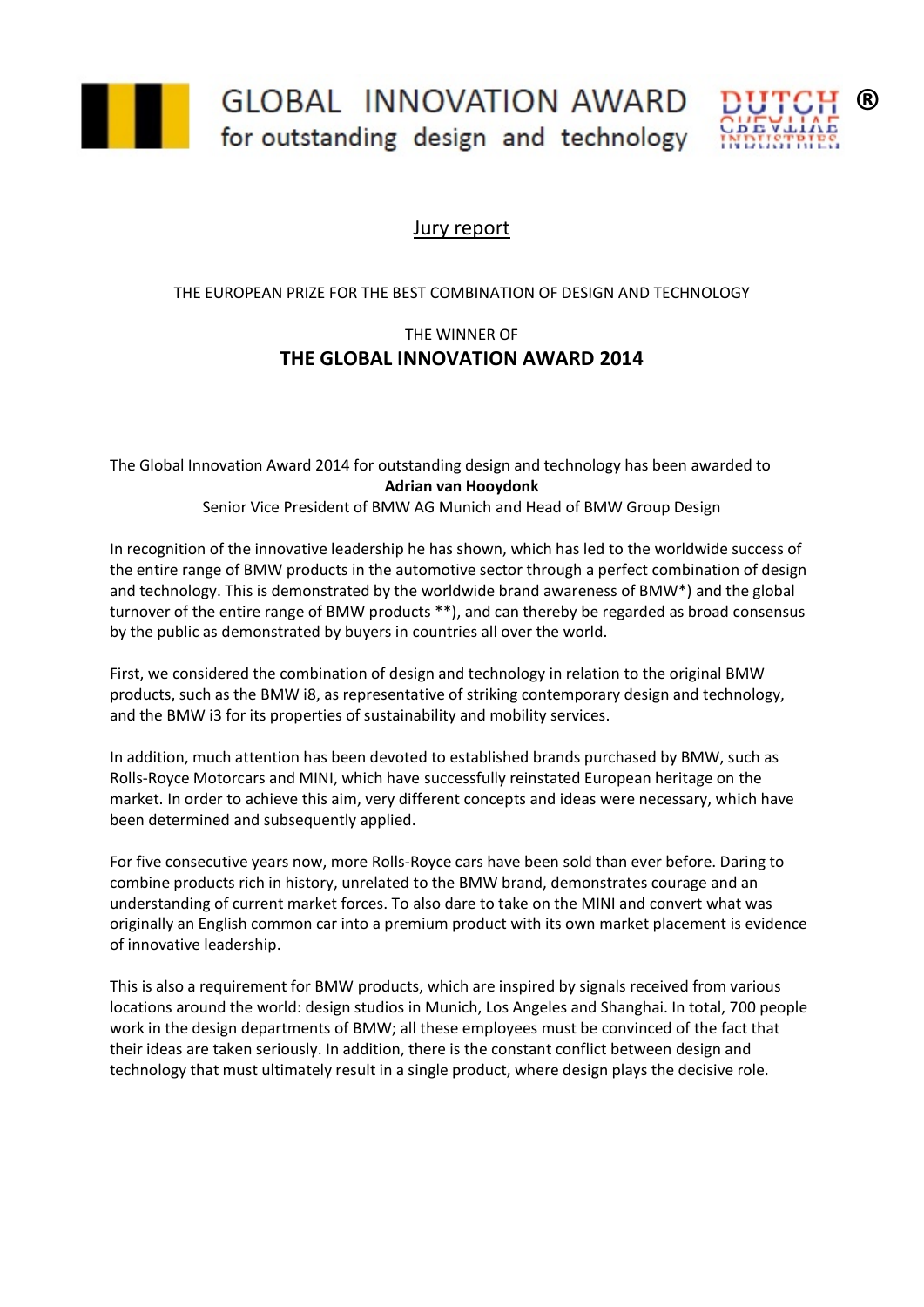GLOBAL INNOVATION AWARD
for outstanding design and technology

DUTCH CREATIVE INDUSTRIES ®

## Jury report

THE EUROPEAN PRIZE FOR THE BEST COMBINATION OF DESIGN AND TECHNOLOGY

THE WINNER OF

# THE GLOBAL INNOVATION AWARD 2014

The Global Innovation Award 2014 for outstanding design and technology has been awarded to
**Adrian van Hooydonk**
Senior Vice President of BMW AG Munich and Head of BMW Group Design

In recognition of the innovative leadership he has shown, which has led to the worldwide success of the entire range of BMW products in the automotive sector through a perfect combination of design and technology. This is demonstrated by the worldwide brand awareness of BMW*) and the global turnover of the entire range of BMW products **), and can thereby be regarded as broad consensus by the public as demonstrated by buyers in countries all over the world.

First, we considered the combination of design and technology in relation to the original BMW products, such as the BMW i8, as representative of striking contemporary design and technology, and the BMW i3 for its properties of sustainability and mobility services.

In addition, much attention has been devoted to established brands purchased by BMW, such as Rolls-Royce Motorcars and MINI, which have successfully reinstated European heritage on the market. In order to achieve this aim, very different concepts and ideas were necessary, which have been determined and subsequently applied.

For five consecutive years now, more Rolls-Royce cars have been sold than ever before. Daring to combine products rich in history, unrelated to the BMW brand, demonstrates courage and an understanding of current market forces. To also dare to take on the MINI and convert what was originally an English common car into a premium product with its own market placement is evidence of innovative leadership.

This is also a requirement for BMW products, which are inspired by signals received from various locations around the world: design studios in Munich, Los Angeles and Shanghai. In total, 700 people work in the design departments of BMW; all these employees must be convinced of the fact that their ideas are taken seriously. In addition, there is the constant conflict between design and technology that must ultimately result in a single product, where design plays the decisive role.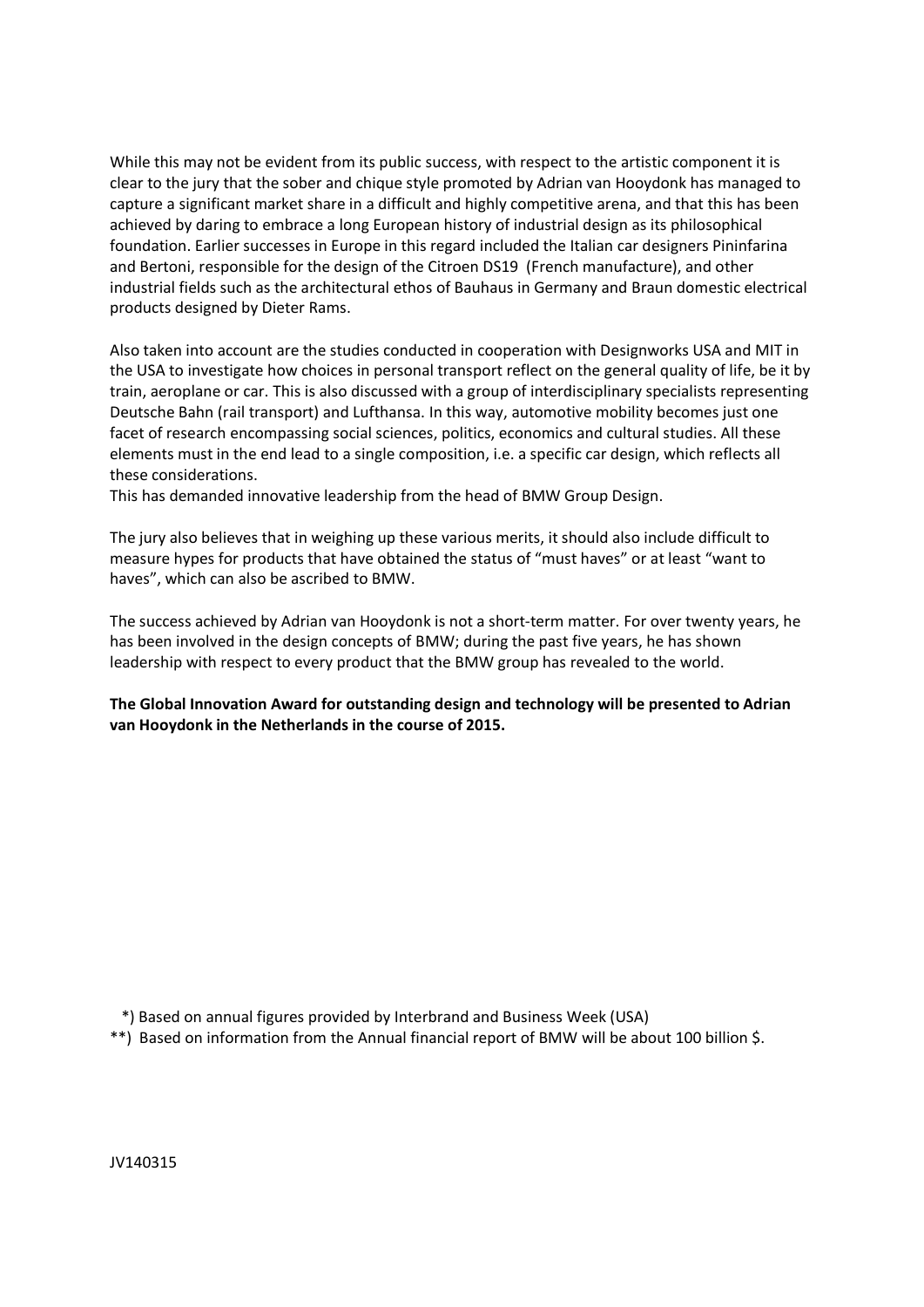While this may not be evident from its public success, with respect to the artistic component it is clear to the jury that the sober and chique style promoted by Adrian van Hooydonk has managed to capture a significant market share in a difficult and highly competitive arena, and that this has been achieved by daring to embrace a long European history of industrial design as its philosophical foundation. Earlier successes in Europe in this regard included the Italian car designers Pininfarina and Bertoni, responsible for the design of the Citroen DS19 (French manufacture), and other industrial fields such as the architectural ethos of Bauhaus in Germany and Braun domestic electrical products designed by Dieter Rams.

Also taken into account are the studies conducted in cooperation with Designworks USA and MIT in the USA to investigate how choices in personal transport reflect on the general quality of life, be it by train, aeroplane or car. This is also discussed with a group of interdisciplinary specialists representing Deutsche Bahn (rail transport) and Lufthansa. In this way, automotive mobility becomes just one facet of research encompassing social sciences, politics, economics and cultural studies. All these elements must in the end lead to a single composition, i.e. a specific car design, which reflects all these considerations.
This has demanded innovative leadership from the head of BMW Group Design.

The jury also believes that in weighing up these various merits, it should also include difficult to measure hypes for products that have obtained the status of "must haves" or at least "want to haves", which can also be ascribed to BMW.

The success achieved by Adrian van Hooydonk is not a short-term matter. For over twenty years, he has been involved in the design concepts of BMW; during the past five years, he has shown leadership with respect to every product that the BMW group has revealed to the world.

**The Global Innovation Award for outstanding design and technology will be presented to Adrian van Hooydonk in the Netherlands in the course of 2015.**

*) Based on annual figures provided by Interbrand and Business Week (USA)

**) Based on information from the Annual financial report of BMW will be about 100 billion $.

JV140315